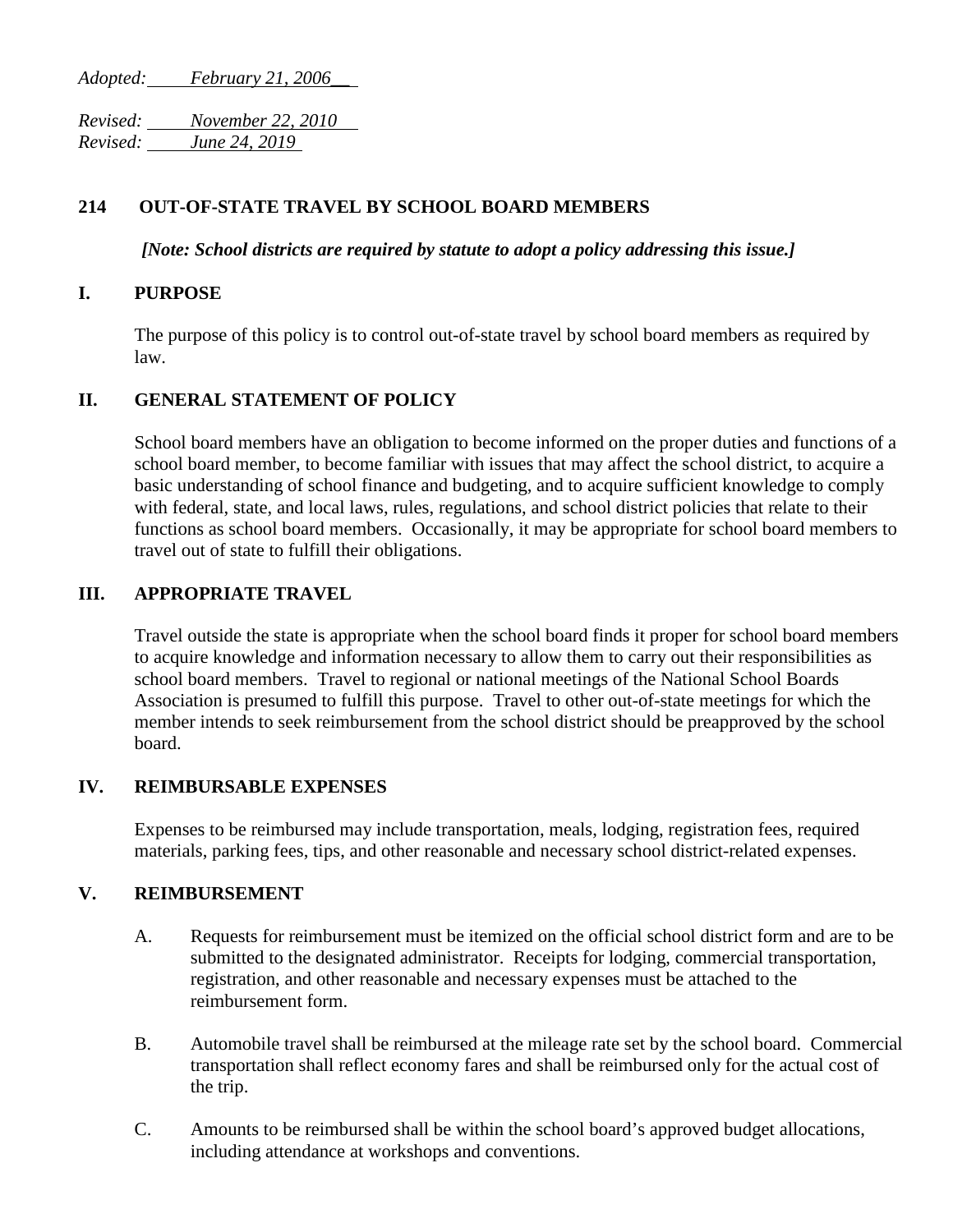*Adopted: February 21, 2006*

*Revised: November 22, 2010*
*Revised: June 24, 2019*

# 214 OUT-OF-STATE TRAVEL BY SCHOOL BOARD MEMBERS

***[Note: School districts are required by statute to adopt a policy addressing this issue.]***

## I. PURPOSE

The purpose of this policy is to control out-of-state travel by school board members as required by law.

## II. GENERAL STATEMENT OF POLICY

School board members have an obligation to become informed on the proper duties and functions of a school board member, to become familiar with issues that may affect the school district, to acquire a basic understanding of school finance and budgeting, and to acquire sufficient knowledge to comply with federal, state, and local laws, rules, regulations, and school district policies that relate to their functions as school board members. Occasionally, it may be appropriate for school board members to travel out of state to fulfill their obligations.

## III. APPROPRIATE TRAVEL

Travel outside the state is appropriate when the school board finds it proper for school board members to acquire knowledge and information necessary to allow them to carry out their responsibilities as school board members. Travel to regional or national meetings of the National School Boards Association is presumed to fulfill this purpose. Travel to other out-of-state meetings for which the member intends to seek reimbursement from the school district should be preapproved by the school board.

## IV. REIMBURSABLE EXPENSES

Expenses to be reimbursed may include transportation, meals, lodging, registration fees, required materials, parking fees, tips, and other reasonable and necessary school district-related expenses.

## V. REIMBURSEMENT

A. Requests for reimbursement must be itemized on the official school district form and are to be submitted to the designated administrator. Receipts for lodging, commercial transportation, registration, and other reasonable and necessary expenses must be attached to the reimbursement form.

B. Automobile travel shall be reimbursed at the mileage rate set by the school board. Commercial transportation shall reflect economy fares and shall be reimbursed only for the actual cost of the trip.

C. Amounts to be reimbursed shall be within the school board's approved budget allocations, including attendance at workshops and conventions.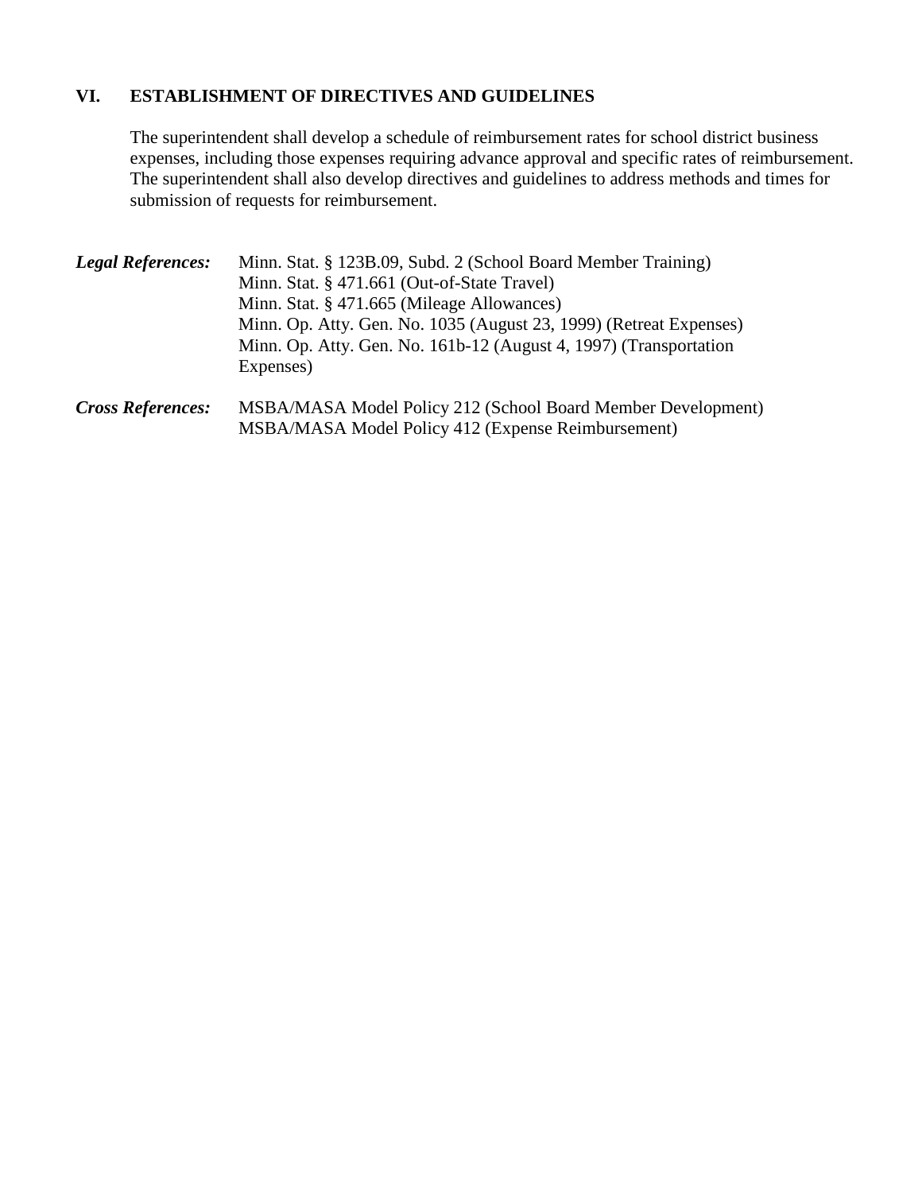## VI. ESTABLISHMENT OF DIRECTIVES AND GUIDELINES

The superintendent shall develop a schedule of reimbursement rates for school district business expenses, including those expenses requiring advance approval and specific rates of reimbursement. The superintendent shall also develop directives and guidelines to address methods and times for submission of requests for reimbursement.

***Legal References:***
Minn. Stat. § 123B.09, Subd. 2 (School Board Member Training)
Minn. Stat. § 471.661 (Out-of-State Travel)
Minn. Stat. § 471.665 (Mileage Allowances)
Minn. Op. Atty. Gen. No. 1035 (August 23, 1999) (Retreat Expenses)
Minn. Op. Atty. Gen. No. 161b-12 (August 4, 1997) (Transportation Expenses)

***Cross References:***
MSBA/MASA Model Policy 212 (School Board Member Development)
MSBA/MASA Model Policy 412 (Expense Reimbursement)